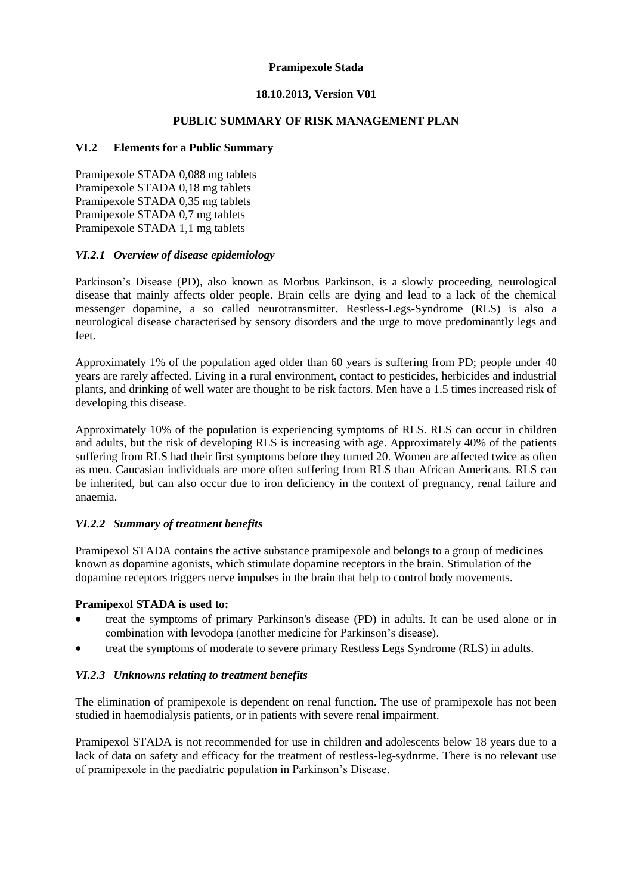**Pramipexole Stada**

**18.10.2013, Version V01**

## PUBLIC SUMMARY OF RISK MANAGEMENT PLAN

## VI.2 Elements for a Public Summary

Pramipexole STADA 0,088 mg tablets
Pramipexole STADA 0,18 mg tablets
Pramipexole STADA 0,35 mg tablets
Pramipexole STADA 0,7 mg tablets
Pramipexole STADA 1,1 mg tablets

### *VI.2.1 Overview of disease epidemiology*

Parkinson's Disease (PD), also known as Morbus Parkinson, is a slowly proceeding, neurological disease that mainly affects older people. Brain cells are dying and lead to a lack of the chemical messenger dopamine, a so called neurotransmitter. Restless-Legs-Syndrome (RLS) is also a neurological disease characterised by sensory disorders and the urge to move predominantly legs and feet.

Approximately 1% of the population aged older than 60 years is suffering from PD; people under 40 years are rarely affected. Living in a rural environment, contact to pesticides, herbicides and industrial plants, and drinking of well water are thought to be risk factors. Men have a 1.5 times increased risk of developing this disease.

Approximately 10% of the population is experiencing symptoms of RLS. RLS can occur in children and adults, but the risk of developing RLS is increasing with age. Approximately 40% of the patients suffering from RLS had their first symptoms before they turned 20. Women are affected twice as often as men. Caucasian individuals are more often suffering from RLS than African Americans. RLS can be inherited, but can also occur due to iron deficiency in the context of pregnancy, renal failure and anaemia.

### *VI.2.2 Summary of treatment benefits*

Pramipexol STADA contains the active substance pramipexole and belongs to a group of medicines known as dopamine agonists, which stimulate dopamine receptors in the brain. Stimulation of the dopamine receptors triggers nerve impulses in the brain that help to control body movements.

**Pramipexol STADA is used to:**

- treat the symptoms of primary Parkinson's disease (PD) in adults. It can be used alone or in combination with levodopa (another medicine for Parkinson's disease).
- treat the symptoms of moderate to severe primary Restless Legs Syndrome (RLS) in adults.

### *VI.2.3 Unknowns relating to treatment benefits*

The elimination of pramipexole is dependent on renal function. The use of pramipexole has not been studied in haemodialysis patients, or in patients with severe renal impairment.

Pramipexol STADA is not recommended for use in children and adolescents below 18 years due to a lack of data on safety and efficacy for the treatment of restless-leg-sydnrme. There is no relevant use of pramipexole in the paediatric population in Parkinson's Disease.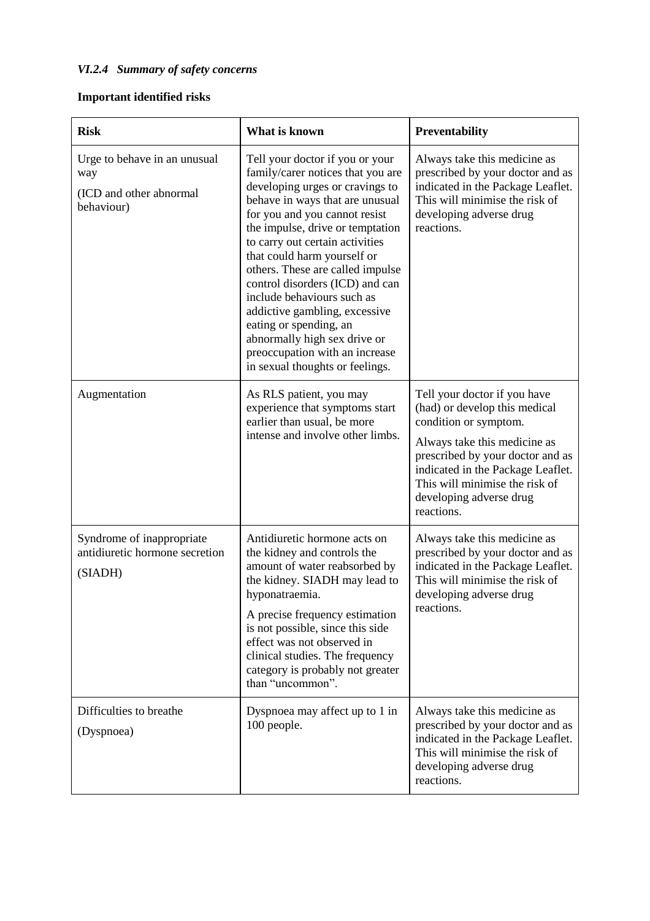### *VI.2.4 Summary of safety concerns*

**Important identified risks**

| **Risk** | **What is known** | **Preventability** |
|---|---|---|
| Urge to behave in an unusual way<br><br>(ICD and other abnormal behaviour) | Tell your doctor if you or your family/carer notices that you are developing urges or cravings to behave in ways that are unusual for you and you cannot resist the impulse, drive or temptation to carry out certain activities that could harm yourself or others. These are called impulse control disorders (ICD) and can include behaviours such as addictive gambling, excessive eating or spending, an abnormally high sex drive or preoccupation with an increase in sexual thoughts or feelings. | Always take this medicine as prescribed by your doctor and as indicated in the Package Leaflet. This will minimise the risk of developing adverse drug reactions. |
| Augmentation | As RLS patient, you may experience that symptoms start earlier than usual, be more intense and involve other limbs. | Tell your doctor if you have (had) or develop this medical condition or symptom.<br><br>Always take this medicine as prescribed by your doctor and as indicated in the Package Leaflet. This will minimise the risk of developing adverse drug reactions. |
| Syndrome of inappropriate antidiuretic hormone secretion<br><br>(SIADH) | Antidiuretic hormone acts on the kidney and controls the amount of water reabsorbed by the kidney. SIADH may lead to hyponatraemia.<br><br>A precise frequency estimation is not possible, since this side effect was not observed in clinical studies. The frequency category is probably not greater than "uncommon". | Always take this medicine as prescribed by your doctor and as indicated in the Package Leaflet. This will minimise the risk of developing adverse drug reactions. |
| Difficulties to breathe<br><br>(Dyspnoea) | Dyspnoea may affect up to 1 in 100 people. | Always take this medicine as prescribed by your doctor and as indicated in the Package Leaflet. This will minimise the risk of developing adverse drug reactions. |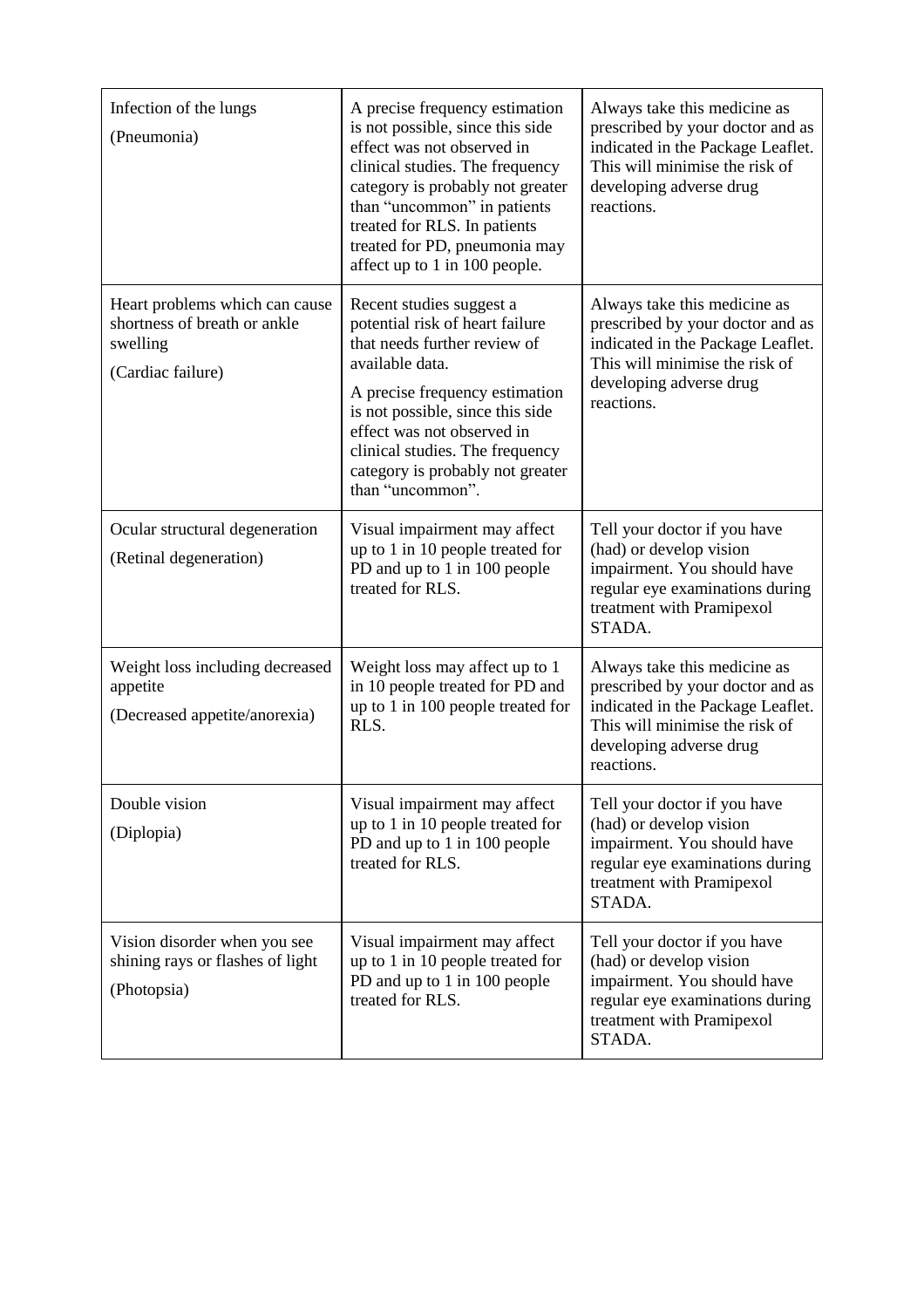| Infection of the lungs<br><br>(Pneumonia) | A precise frequency estimation is not possible, since this side effect was not observed in clinical studies. The frequency category is probably not greater than "uncommon" in patients treated for RLS. In patients treated for PD, pneumonia may affect up to 1 in 100 people. | Always take this medicine as prescribed by your doctor and as indicated in the Package Leaflet. This will minimise the risk of developing adverse drug reactions. |
|---|---|---|
| Heart problems which can cause shortness of breath or ankle swelling<br><br>(Cardiac failure) | Recent studies suggest a potential risk of heart failure that needs further review of available data.<br><br>A precise frequency estimation is not possible, since this side effect was not observed in clinical studies. The frequency category is probably not greater than "uncommon". | Always take this medicine as prescribed by your doctor and as indicated in the Package Leaflet. This will minimise the risk of developing adverse drug reactions. |
| Ocular structural degeneration<br><br>(Retinal degeneration) | Visual impairment may affect up to 1 in 10 people treated for PD and up to 1 in 100 people treated for RLS. | Tell your doctor if you have (had) or develop vision impairment. You should have regular eye examinations during treatment with Pramipexol STADA. |
| Weight loss including decreased appetite<br><br>(Decreased appetite/anorexia) | Weight loss may affect up to 1 in 10 people treated for PD and up to 1 in 100 people treated for RLS. | Always take this medicine as prescribed by your doctor and as indicated in the Package Leaflet. This will minimise the risk of developing adverse drug reactions. |
| Double vision<br><br>(Diplopia) | Visual impairment may affect up to 1 in 10 people treated for PD and up to 1 in 100 people treated for RLS. | Tell your doctor if you have (had) or develop vision impairment. You should have regular eye examinations during treatment with Pramipexol STADA. |
| Vision disorder when you see shining rays or flashes of light<br><br>(Photopsia) | Visual impairment may affect up to 1 in 10 people treated for PD and up to 1 in 100 people treated for RLS. | Tell your doctor if you have (had) or develop vision impairment. You should have regular eye examinations during treatment with Pramipexol STADA. |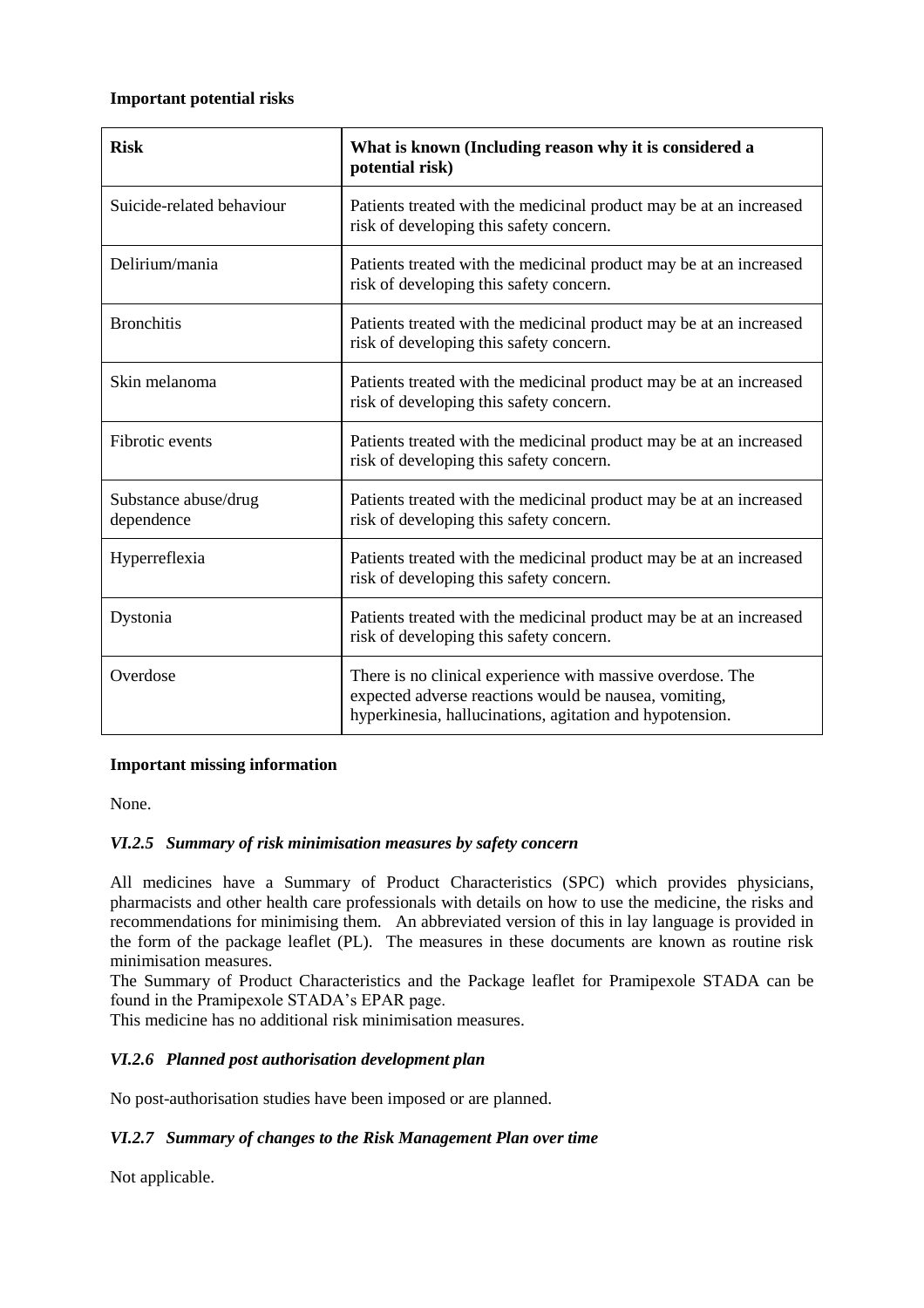**Important potential risks**

| Risk | What is known (Including reason why it is considered a potential risk) |
| --- | --- |
| Suicide-related behaviour | Patients treated with the medicinal product may be at an increased risk of developing this safety concern. |
| Delirium/mania | Patients treated with the medicinal product may be at an increased risk of developing this safety concern. |
| Bronchitis | Patients treated with the medicinal product may be at an increased risk of developing this safety concern. |
| Skin melanoma | Patients treated with the medicinal product may be at an increased risk of developing this safety concern. |
| Fibrotic events | Patients treated with the medicinal product may be at an increased risk of developing this safety concern. |
| Substance abuse/drug dependence | Patients treated with the medicinal product may be at an increased risk of developing this safety concern. |
| Hyperreflexia | Patients treated with the medicinal product may be at an increased risk of developing this safety concern. |
| Dystonia | Patients treated with the medicinal product may be at an increased risk of developing this safety concern. |
| Overdose | There is no clinical experience with massive overdose. The expected adverse reactions would be nausea, vomiting, hyperkinesia, hallucinations, agitation and hypotension. |

**Important missing information**

None.

### *VI.2.5 Summary of risk minimisation measures by safety concern*

All medicines have a Summary of Product Characteristics (SPC) which provides physicians, pharmacists and other health care professionals with details on how to use the medicine, the risks and recommendations for minimising them. An abbreviated version of this in lay language is provided in the form of the package leaflet (PL). The measures in these documents are known as routine risk minimisation measures.
The Summary of Product Characteristics and the Package leaflet for Pramipexole STADA can be found in the Pramipexole STADA's EPAR page.
This medicine has no additional risk minimisation measures.

### *VI.2.6 Planned post authorisation development plan*

No post-authorisation studies have been imposed or are planned.

### *VI.2.7 Summary of changes to the Risk Management Plan over time*

Not applicable.